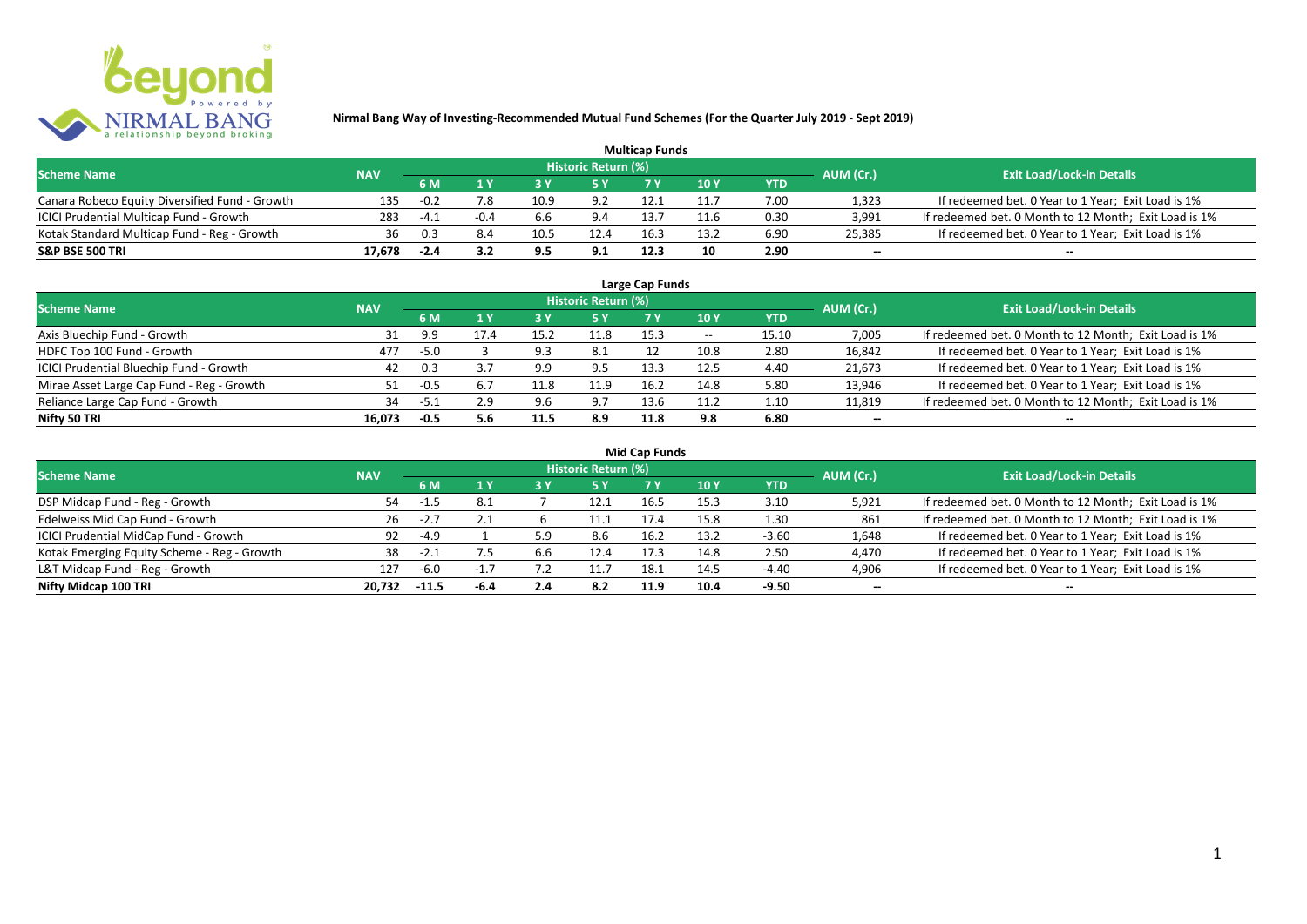**Nirmal Bang Way of Investing-Recommended Mutual Fund Schemes (For the Quarter July 2019 - Sept 2019)**

## Multicap Funds

| Scheme Name | NAV | Historic Return (%) | | | | | | | AUM (Cr.) | Exit Load/Lock-in Details |
|---|---|---|---|---|---|---|---|---|---|---|
| | | 6 M | 1 Y | 3 Y | 5 Y | 7 Y | 10 Y | YTD | | |
| Canara Robeco Equity Diversified Fund - Growth | 135 | -0.2 | 7.8 | 10.9 | 9.2 | 12.1 | 11.7 | 7.00 | 1,323 | If redeemed bet. 0 Year to 1 Year; Exit Load is 1% |
| ICICI Prudential Multicap Fund - Growth | 283 | -4.1 | -0.4 | 6.6 | 9.4 | 13.7 | 11.6 | 0.30 | 3,991 | If redeemed bet. 0 Month to 12 Month; Exit Load is 1% |
| Kotak Standard Multicap Fund - Reg - Growth | 36 | 0.3 | 8.4 | 10.5 | 12.4 | 16.3 | 13.2 | 6.90 | 25,385 | If redeemed bet. 0 Year to 1 Year; Exit Load is 1% |
| **S&P BSE 500 TRI** | **17,678** | **-2.4** | **3.2** | **9.5** | **9.1** | **12.3** | **10** | **2.90** | **--** | **--** |

## Large Cap Funds

| Scheme Name | NAV | Historic Return (%) | | | | | | | AUM (Cr.) | Exit Load/Lock-in Details |
|---|---|---|---|---|---|---|---|---|---|---|
| | | 6 M | 1 Y | 3 Y | 5 Y | 7 Y | 10 Y | YTD | | |
| Axis Bluechip Fund - Growth | 31 | 9.9 | 17.4 | 15.2 | 11.8 | 15.3 | -- | 15.10 | 7,005 | If redeemed bet. 0 Month to 12 Month; Exit Load is 1% |
| HDFC Top 100 Fund - Growth | 477 | -5.0 | 3 | 9.3 | 8.1 | 12 | 10.8 | 2.80 | 16,842 | If redeemed bet. 0 Year to 1 Year; Exit Load is 1% |
| ICICI Prudential Bluechip Fund - Growth | 42 | 0.3 | 3.7 | 9.9 | 9.5 | 13.3 | 12.5 | 4.40 | 21,673 | If redeemed bet. 0 Year to 1 Year; Exit Load is 1% |
| Mirae Asset Large Cap Fund - Reg - Growth | 51 | -0.5 | 6.7 | 11.8 | 11.9 | 16.2 | 14.8 | 5.80 | 13,946 | If redeemed bet. 0 Year to 1 Year; Exit Load is 1% |
| Reliance Large Cap Fund - Growth | 34 | -5.1 | 2.9 | 9.6 | 9.7 | 13.6 | 11.2 | 1.10 | 11,819 | If redeemed bet. 0 Month to 12 Month; Exit Load is 1% |
| **Nifty 50 TRI** | **16,073** | **-0.5** | **5.6** | **11.5** | **8.9** | **11.8** | **9.8** | **6.80** | **--** | **--** |

## Mid Cap Funds

| Scheme Name | NAV | Historic Return (%) | | | | | | | AUM (Cr.) | Exit Load/Lock-in Details |
|---|---|---|---|---|---|---|---|---|---|---|
| | | 6 M | 1 Y | 3 Y | 5 Y | 7 Y | 10 Y | YTD | | |
| DSP Midcap Fund - Reg - Growth | 54 | -1.5 | 8.1 | 7 | 12.1 | 16.5 | 15.3 | 3.10 | 5,921 | If redeemed bet. 0 Month to 12 Month; Exit Load is 1% |
| Edelweiss Mid Cap Fund - Growth | 26 | -2.7 | 2.1 | 6 | 11.1 | 17.4 | 15.8 | 1.30 | 861 | If redeemed bet. 0 Month to 12 Month; Exit Load is 1% |
| ICICI Prudential MidCap Fund - Growth | 92 | -4.9 | 1 | 5.9 | 8.6 | 16.2 | 13.2 | -3.60 | 1,648 | If redeemed bet. 0 Year to 1 Year; Exit Load is 1% |
| Kotak Emerging Equity Scheme - Reg - Growth | 38 | -2.1 | 7.5 | 6.6 | 12.4 | 17.3 | 14.8 | 2.50 | 4,470 | If redeemed bet. 0 Year to 1 Year; Exit Load is 1% |
| L&T Midcap Fund - Reg - Growth | 127 | -6.0 | -1.7 | 7.2 | 11.7 | 18.1 | 14.5 | -4.40 | 4,906 | If redeemed bet. 0 Year to 1 Year; Exit Load is 1% |
| **Nifty Midcap 100 TRI** | **20,732** | **-11.5** | **-6.4** | **2.4** | **8.2** | **11.9** | **10.4** | **-9.50** | **--** | **--** |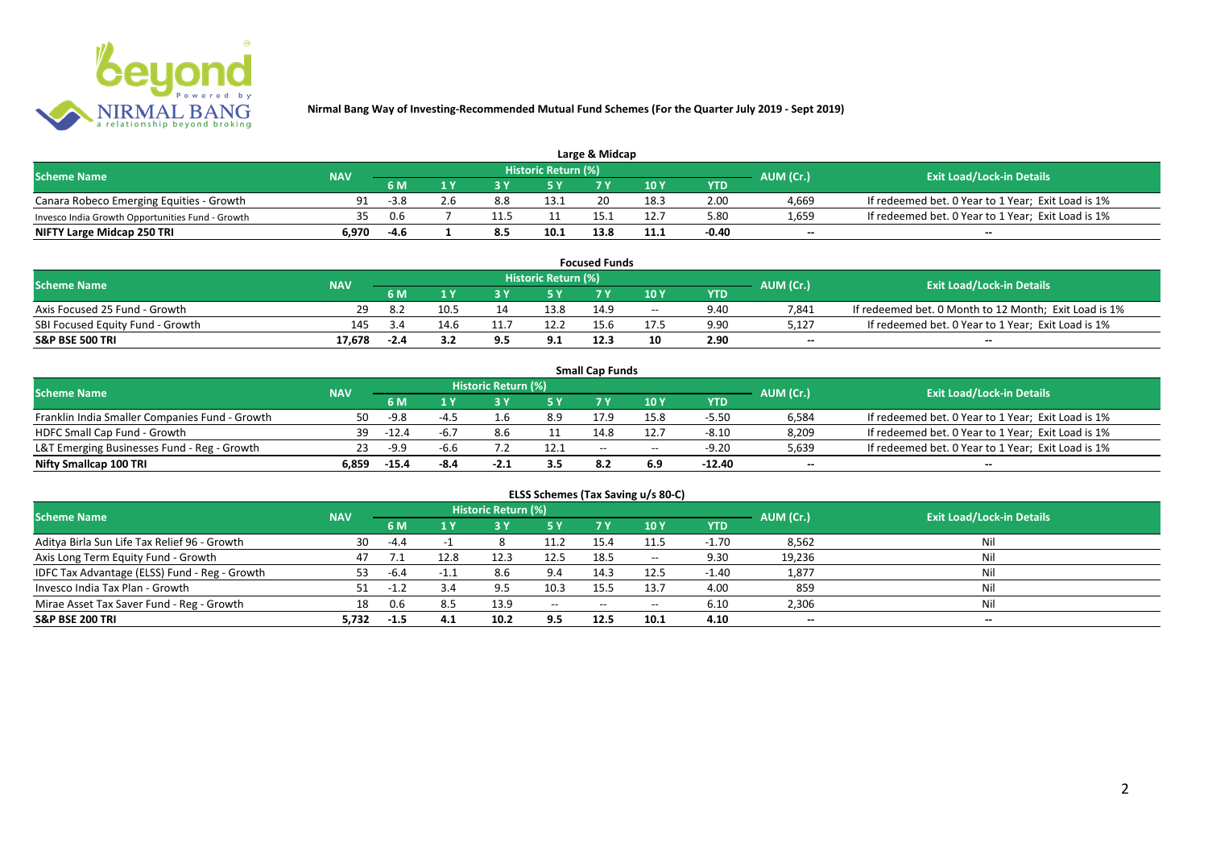**Nirmal Bang Way of Investing-Recommended Mutual Fund Schemes (For the Quarter July 2019 - Sept 2019)**

## Large & Midcap

| Scheme Name | NAV | Historic Return (%) | | | | | | | AUM (Cr.) | Exit Load/Lock-in Details |
|---|---|---|---|---|---|---|---|---|---|---|
| | | 6 M | 1 Y | 3 Y | 5 Y | 7 Y | 10 Y | YTD | | |
| Canara Robeco Emerging Equities - Growth | 91 | -3.8 | 2.6 | 8.8 | 13.1 | 20 | 18.3 | 2.00 | 4,669 | If redeemed bet. 0 Year to 1 Year; Exit Load is 1% |
| Invesco India Growth Opportunities Fund - Growth | 35 | 0.6 | 7 | 11.5 | 11 | 15.1 | 12.7 | 5.80 | 1,659 | If redeemed bet. 0 Year to 1 Year; Exit Load is 1% |
| **NIFTY Large Midcap 250 TRI** | **6,970** | **-4.6** | **1** | **8.5** | **10.1** | **13.8** | **11.1** | **-0.40** | **--** | **--** |

## Focused Funds

| Scheme Name | NAV | Historic Return (%) | | | | | | | AUM (Cr.) | Exit Load/Lock-in Details |
|---|---|---|---|---|---|---|---|---|---|---|
| | | 6 M | 1 Y | 3 Y | 5 Y | 7 Y | 10 Y | YTD | | |
| Axis Focused 25 Fund - Growth | 29 | 8.2 | 10.5 | 14 | 13.8 | 14.9 | -- | 9.40 | 7,841 | If redeemed bet. 0 Month to 12 Month; Exit Load is 1% |
| SBI Focused Equity Fund - Growth | 145 | 3.4 | 14.6 | 11.7 | 12.2 | 15.6 | 17.5 | 9.90 | 5,127 | If redeemed bet. 0 Year to 1 Year; Exit Load is 1% |
| **S&P BSE 500 TRI** | **17,678** | **-2.4** | **3.2** | **9.5** | **9.1** | **12.3** | **10** | **2.90** | **--** | **--** |

## Small Cap Funds

| Scheme Name | NAV | Historic Return (%) | | | | | | | AUM (Cr.) | Exit Load/Lock-in Details |
|---|---|---|---|---|---|---|---|---|---|---|
| | | 6 M | 1 Y | 3 Y | 5 Y | 7 Y | 10 Y | YTD | | |
| Franklin India Smaller Companies Fund - Growth | 50 | -9.8 | -4.5 | 1.6 | 8.9 | 17.9 | 15.8 | -5.50 | 6,584 | If redeemed bet. 0 Year to 1 Year; Exit Load is 1% |
| HDFC Small Cap Fund - Growth | 39 | -12.4 | -6.7 | 8.6 | 11 | 14.8 | 12.7 | -8.10 | 8,209 | If redeemed bet. 0 Year to 1 Year; Exit Load is 1% |
| L&T Emerging Businesses Fund - Reg - Growth | 23 | -9.9 | -6.6 | 7.2 | 12.1 | -- | -- | -9.20 | 5,639 | If redeemed bet. 0 Year to 1 Year; Exit Load is 1% |
| **Nifty Smallcap 100 TRI** | **6,859** | **-15.4** | **-8.4** | **-2.1** | **3.5** | **8.2** | **6.9** | **-12.40** | **--** | **--** |

## ELSS Schemes (Tax Saving u/s 80-C)

| Scheme Name | NAV | Historic Return (%) | | | | | | | AUM (Cr.) | Exit Load/Lock-in Details |
|---|---|---|---|---|---|---|---|---|---|---|
| | | 6 M | 1 Y | 3 Y | 5 Y | 7 Y | 10 Y | YTD | | |
| Aditya Birla Sun Life Tax Relief 96 - Growth | 30 | -4.4 | -1 | 8 | 11.2 | 15.4 | 11.5 | -1.70 | 8,562 | Nil |
| Axis Long Term Equity Fund - Growth | 47 | 7.1 | 12.8 | 12.3 | 12.5 | 18.5 | -- | 9.30 | 19,236 | Nil |
| IDFC Tax Advantage (ELSS) Fund - Reg - Growth | 53 | -6.4 | -1.1 | 8.6 | 9.4 | 14.3 | 12.5 | -1.40 | 1,877 | Nil |
| Invesco India Tax Plan - Growth | 51 | -1.2 | 3.4 | 9.5 | 10.3 | 15.5 | 13.7 | 4.00 | 859 | Nil |
| Mirae Asset Tax Saver Fund - Reg - Growth | 18 | 0.6 | 8.5 | 13.9 | -- | -- | -- | 6.10 | 2,306 | Nil |
| **S&P BSE 200 TRI** | **5,732** | **-1.5** | **4.1** | **10.2** | **9.5** | **12.5** | **10.1** | **4.10** | **--** | **--** |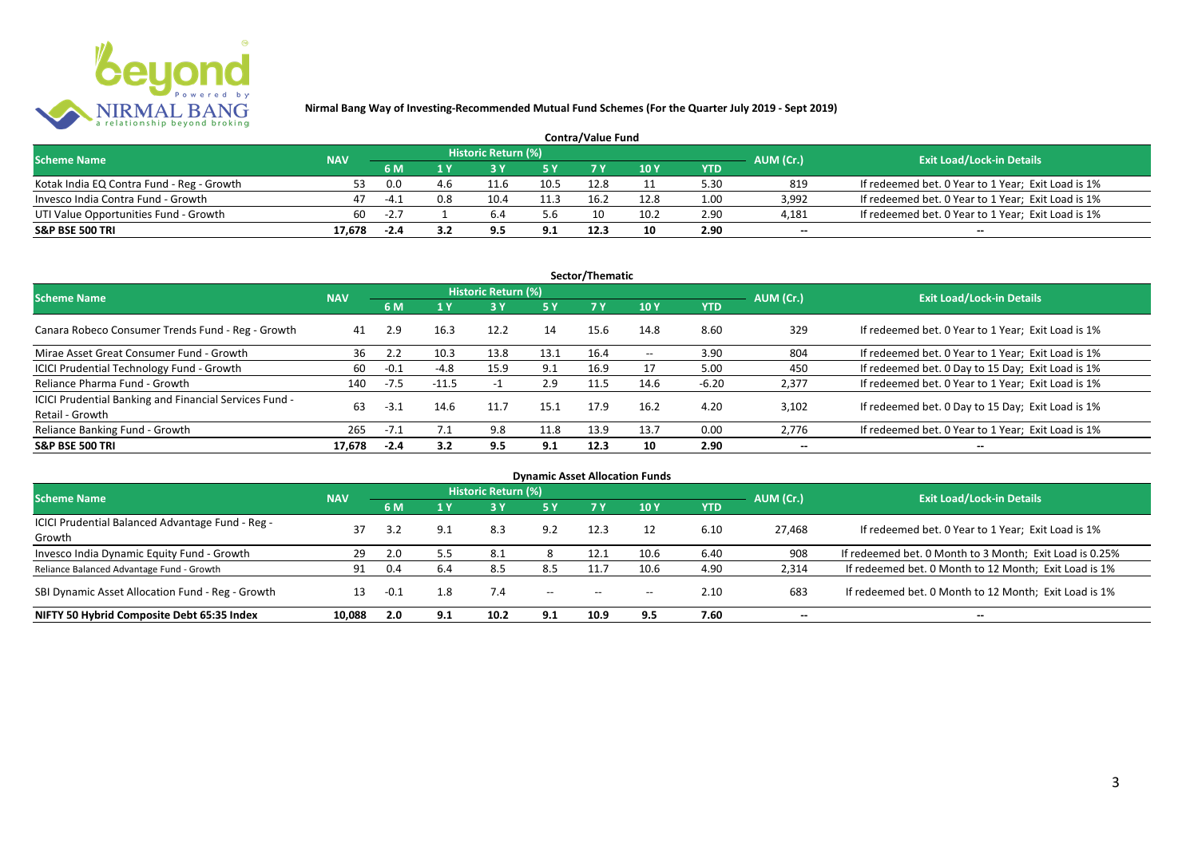**Nirmal Bang Way of Investing-Recommended Mutual Fund Schemes (For the Quarter July 2019 - Sept 2019)**

## Contra/Value Fund

| Scheme Name | NAV | Historic Return (%) | | | | | | | AUM (Cr.) | Exit Load/Lock-in Details |
|---|---|---|---|---|---|---|---|---|---|---|
| | | 6 M | 1 Y | 3 Y | 5 Y | 7 Y | 10 Y | YTD | | |
| Kotak India EQ Contra Fund - Reg - Growth | 53 | 0.0 | 4.6 | 11.6 | 10.5 | 12.8 | 11 | 5.30 | 819 | If redeemed bet. 0 Year to 1 Year; Exit Load is 1% |
| Invesco India Contra Fund - Growth | 47 | -4.1 | 0.8 | 10.4 | 11.3 | 16.2 | 12.8 | 1.00 | 3,992 | If redeemed bet. 0 Year to 1 Year; Exit Load is 1% |
| UTI Value Opportunities Fund - Growth | 60 | -2.7 | 1 | 6.4 | 5.6 | 10 | 10.2 | 2.90 | 4,181 | If redeemed bet. 0 Year to 1 Year; Exit Load is 1% |
| **S&P BSE 500 TRI** | **17,678** | **-2.4** | **3.2** | **9.5** | **9.1** | **12.3** | **10** | **2.90** | -- | -- |

## Sector/Thematic

| Scheme Name | NAV | Historic Return (%) | | | | | | | AUM (Cr.) | Exit Load/Lock-in Details |
|---|---|---|---|---|---|---|---|---|---|---|
| | | 6 M | 1 Y | 3 Y | 5 Y | 7 Y | 10 Y | YTD | | |
| Canara Robeco Consumer Trends Fund - Reg - Growth | 41 | 2.9 | 16.3 | 12.2 | 14 | 15.6 | 14.8 | 8.60 | 329 | If redeemed bet. 0 Year to 1 Year; Exit Load is 1% |
| Mirae Asset Great Consumer Fund - Growth | 36 | 2.2 | 10.3 | 13.8 | 13.1 | 16.4 | -- | 3.90 | 804 | If redeemed bet. 0 Year to 1 Year; Exit Load is 1% |
| ICICI Prudential Technology Fund - Growth | 60 | -0.1 | -4.8 | 15.9 | 9.1 | 16.9 | 17 | 5.00 | 450 | If redeemed bet. 0 Day to 15 Day; Exit Load is 1% |
| Reliance Pharma Fund - Growth | 140 | -7.5 | -11.5 | -1 | 2.9 | 11.5 | 14.6 | -6.20 | 2,377 | If redeemed bet. 0 Year to 1 Year; Exit Load is 1% |
| ICICI Prudential Banking and Financial Services Fund - Retail - Growth | 63 | -3.1 | 14.6 | 11.7 | 15.1 | 17.9 | 16.2 | 4.20 | 3,102 | If redeemed bet. 0 Day to 15 Day; Exit Load is 1% |
| Reliance Banking Fund - Growth | 265 | -7.1 | 7.1 | 9.8 | 11.8 | 13.9 | 13.7 | 0.00 | 2,776 | If redeemed bet. 0 Year to 1 Year; Exit Load is 1% |
| **S&P BSE 500 TRI** | **17,678** | **-2.4** | **3.2** | **9.5** | **9.1** | **12.3** | **10** | **2.90** | -- | -- |

## Dynamic Asset Allocation Funds

| Scheme Name | NAV | Historic Return (%) | | | | | | | AUM (Cr.) | Exit Load/Lock-in Details |
|---|---|---|---|---|---|---|---|---|---|---|
| | | 6 M | 1 Y | 3 Y | 5 Y | 7 Y | 10 Y | YTD | | |
| ICICI Prudential Balanced Advantage Fund - Reg - Growth | 37 | 3.2 | 9.1 | 8.3 | 9.2 | 12.3 | 12 | 6.10 | 27,468 | If redeemed bet. 0 Year to 1 Year; Exit Load is 1% |
| Invesco India Dynamic Equity Fund - Growth | 29 | 2.0 | 5.5 | 8.1 | 8 | 12.1 | 10.6 | 6.40 | 908 | If redeemed bet. 0 Month to 3 Month; Exit Load is 0.25% |
| Reliance Balanced Advantage Fund - Growth | 91 | 0.4 | 6.4 | 8.5 | 8.5 | 11.7 | 10.6 | 4.90 | 2,314 | If redeemed bet. 0 Month to 12 Month; Exit Load is 1% |
| SBI Dynamic Asset Allocation Fund - Reg - Growth | 13 | -0.1 | 1.8 | 7.4 | -- | -- | -- | 2.10 | 683 | If redeemed bet. 0 Month to 12 Month; Exit Load is 1% |
| **NIFTY 50 Hybrid Composite Debt 65:35 Index** | **10,088** | **2.0** | **9.1** | **10.2** | **9.1** | **10.9** | **9.5** | **7.60** | -- | -- |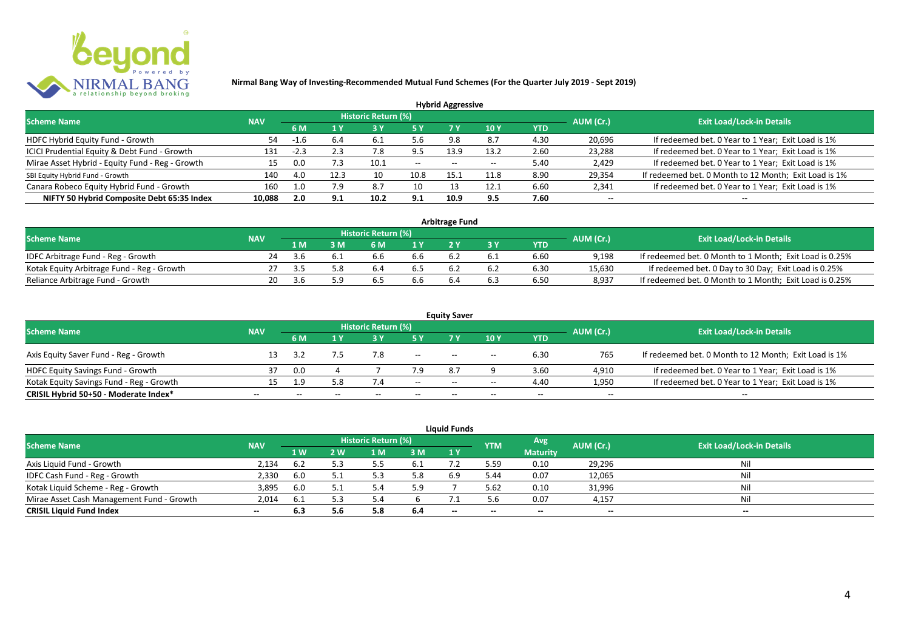**Nirmal Bang Way of Investing-Recommended Mutual Fund Schemes (For the Quarter July 2019 - Sept 2019)**

### Hybrid Aggressive

| Scheme Name | NAV | Historic Return (%) | | | | | | | AUM (Cr.) | Exit Load/Lock-in Details |
|---|---|---|---|---|---|---|---|---|---|---|
| | | 6 M | 1 Y | 3 Y | 5 Y | 7 Y | 10 Y | YTD | | |
| HDFC Hybrid Equity Fund - Growth | 54 | -1.6 | 6.4 | 6.1 | 5.6 | 9.8 | 8.7 | 4.30 | 20,696 | If redeemed bet. 0 Year to 1 Year; Exit Load is 1% |
| ICICI Prudential Equity & Debt Fund - Growth | 131 | -2.3 | 2.3 | 7.8 | 9.5 | 13.9 | 13.2 | 2.60 | 23,288 | If redeemed bet. 0 Year to 1 Year; Exit Load is 1% |
| Mirae Asset Hybrid - Equity Fund - Reg - Growth | 15 | 0.0 | 7.3 | 10.1 | -- | -- | -- | 5.40 | 2,429 | If redeemed bet. 0 Year to 1 Year; Exit Load is 1% |
| SBI Equity Hybrid Fund - Growth | 140 | 4.0 | 12.3 | 10 | 10.8 | 15.1 | 11.8 | 8.90 | 29,354 | If redeemed bet. 0 Month to 12 Month; Exit Load is 1% |
| Canara Robeco Equity Hybrid Fund - Growth | 160 | 1.0 | 7.9 | 8.7 | 10 | 13 | 12.1 | 6.60 | 2,341 | If redeemed bet. 0 Year to 1 Year; Exit Load is 1% |
| **NIFTY 50 Hybrid Composite Debt 65:35 Index** | **10,088** | **2.0** | **9.1** | **10.2** | **9.1** | **10.9** | **9.5** | **7.60** | **--** | **--** |

### Arbitrage Fund

| Scheme Name | NAV | Historic Return (%) | | | | | | | AUM (Cr.) | Exit Load/Lock-in Details |
|---|---|---|---|---|---|---|---|---|---|---|
| | | 1 M | 3 M | 6 M | 1 Y | 2 Y | 3 Y | YTD | | |
| IDFC Arbitrage Fund - Reg - Growth | 24 | 3.6 | 6.1 | 6.6 | 6.6 | 6.2 | 6.1 | 6.60 | 9,198 | If redeemed bet. 0 Month to 1 Month; Exit Load is 0.25% |
| Kotak Equity Arbitrage Fund - Reg - Growth | 27 | 3.5 | 5.8 | 6.4 | 6.5 | 6.2 | 6.2 | 6.30 | 15,630 | If redeemed bet. 0 Day to 30 Day; Exit Load is 0.25% |
| Reliance Arbitrage Fund - Growth | 20 | 3.6 | 5.9 | 6.5 | 6.6 | 6.4 | 6.3 | 6.50 | 8,937 | If redeemed bet. 0 Month to 1 Month; Exit Load is 0.25% |

### Equity Saver

| Scheme Name | NAV | Historic Return (%) | | | | | | | AUM (Cr.) | Exit Load/Lock-in Details |
|---|---|---|---|---|---|---|---|---|---|---|
| | | 6 M | 1 Y | 3 Y | 5 Y | 7 Y | 10 Y | YTD | | |
| Axis Equity Saver Fund - Reg - Growth | 13 | 3.2 | 7.5 | 7.8 | -- | -- | -- | 6.30 | 765 | If redeemed bet. 0 Month to 12 Month; Exit Load is 1% |
| HDFC Equity Savings Fund - Growth | 37 | 0.0 | 4 | 7 | 7.9 | 8.7 | 9 | 3.60 | 4,910 | If redeemed bet. 0 Year to 1 Year; Exit Load is 1% |
| Kotak Equity Savings Fund - Reg - Growth | 15 | 1.9 | 5.8 | 7.4 | -- | -- | -- | 4.40 | 1,950 | If redeemed bet. 0 Year to 1 Year; Exit Load is 1% |
| **CRISIL Hybrid 50+50 - Moderate Index*** | **--** | **--** | **--** | **--** | **--** | **--** | **--** | **--** | **--** | **--** |

### Liquid Funds

| Scheme Name | NAV | Historic Return (%) | | | | | YTM | Avg Maturity | AUM (Cr.) | Exit Load/Lock-in Details |
|---|---|---|---|---|---|---|---|---|---|---|
| | | 1 W | 2 W | 1 M | 3 M | 1 Y | | | | |
| Axis Liquid Fund - Growth | 2,134 | 6.2 | 5.3 | 5.5 | 6.1 | 7.2 | 5.59 | 0.10 | 29,296 | Nil |
| IDFC Cash Fund - Reg - Growth | 2,330 | 6.0 | 5.1 | 5.3 | 5.8 | 6.9 | 5.44 | 0.07 | 12,065 | Nil |
| Kotak Liquid Scheme - Reg - Growth | 3,895 | 6.0 | 5.1 | 5.4 | 5.9 | 7 | 5.62 | 0.10 | 31,996 | Nil |
| Mirae Asset Cash Management Fund - Growth | 2,014 | 6.1 | 5.3 | 5.4 | 6 | 7.1 | 5.6 | 0.07 | 4,157 | Nil |
| **CRISIL Liquid Fund Index** | **--** | **6.3** | **5.6** | **5.8** | **6.4** | **--** | **--** | **--** | **--** | **--** |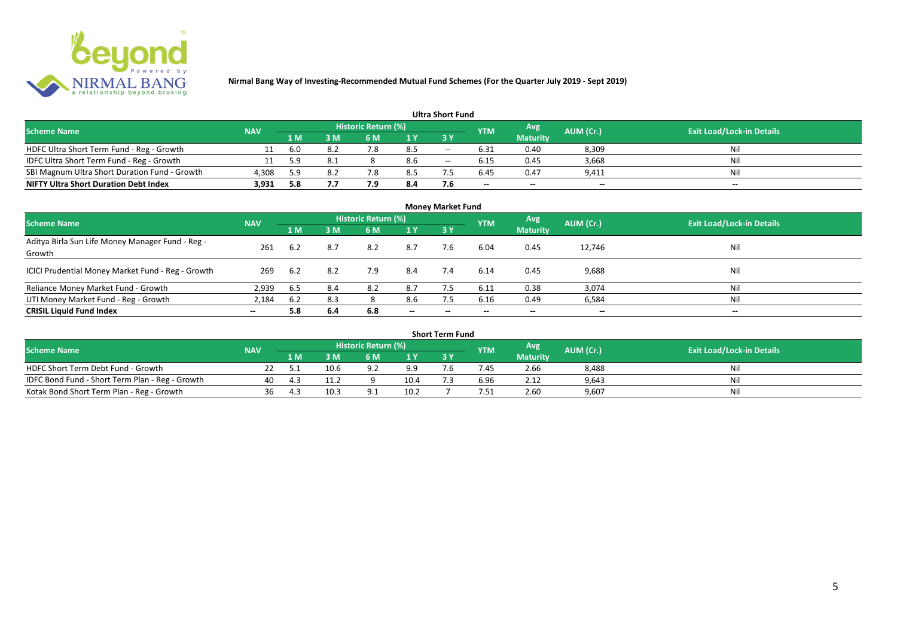**Nirmal Bang Way of Investing-Recommended Mutual Fund Schemes (For the Quarter July 2019 - Sept 2019)**

## Ultra Short Fund

| Scheme Name | NAV | Historic Return (%) | | | | | YTM | Avg Maturity | AUM (Cr.) | Exit Load/Lock-in Details |
|---|---|---|---|---|---|---|---|---|---|---|
| | | 1 M | 3 M | 6 M | 1 Y | 3 Y | | | | |
| HDFC Ultra Short Term Fund - Reg - Growth | 11 | 6.0 | 8.2 | 7.8 | 8.5 | -- | 6.31 | 0.40 | 8,309 | Nil |
| IDFC Ultra Short Term Fund - Reg - Growth | 11 | 5.9 | 8.1 | 8 | 8.6 | -- | 6.15 | 0.45 | 3,668 | Nil |
| SBI Magnum Ultra Short Duration Fund - Growth | 4,308 | 5.9 | 8.2 | 7.8 | 8.5 | 7.5 | 6.45 | 0.47 | 9,411 | Nil |
| **NIFTY Ultra Short Duration Debt Index** | **3,931** | **5.8** | **7.7** | **7.9** | **8.4** | **7.6** | -- | -- | -- | -- |

## Money Market Fund

| Scheme Name | NAV | Historic Return (%) | | | | | YTM | Avg Maturity | AUM (Cr.) | Exit Load/Lock-in Details |
|---|---|---|---|---|---|---|---|---|---|---|
| | | 1 M | 3 M | 6 M | 1 Y | 3 Y | | | | |
| Aditya Birla Sun Life Money Manager Fund - Reg - Growth | 261 | 6.2 | 8.7 | 8.2 | 8.7 | 7.6 | 6.04 | 0.45 | 12,746 | Nil |
| ICICI Prudential Money Market Fund - Reg - Growth | 269 | 6.2 | 8.2 | 7.9 | 8.4 | 7.4 | 6.14 | 0.45 | 9,688 | Nil |
| Reliance Money Market Fund - Growth | 2,939 | 6.5 | 8.4 | 8.2 | 8.7 | 7.5 | 6.11 | 0.38 | 3,074 | Nil |
| UTI Money Market Fund - Reg - Growth | 2,184 | 6.2 | 8.3 | 8 | 8.6 | 7.5 | 6.16 | 0.49 | 6,584 | Nil |
| **CRISIL Liquid Fund Index** | -- | **5.8** | **6.4** | **6.8** | -- | -- | -- | -- | -- | -- |

## Short Term Fund

| Scheme Name | NAV | Historic Return (%) | | | | | YTM | Avg Maturity | AUM (Cr.) | Exit Load/Lock-in Details |
|---|---|---|---|---|---|---|---|---|---|---|
| | | 1 M | 3 M | 6 M | 1 Y | 3 Y | | | | |
| HDFC Short Term Debt Fund - Growth | 22 | 5.1 | 10.6 | 9.2 | 9.9 | 7.6 | 7.45 | 2.66 | 8,488 | Nil |
| IDFC Bond Fund - Short Term Plan - Reg - Growth | 40 | 4.3 | 11.2 | 9 | 10.4 | 7.3 | 6.96 | 2.12 | 9,643 | Nil |
| Kotak Bond Short Term Plan - Reg - Growth | 36 | 4.3 | 10.3 | 9.1 | 10.2 | 7 | 7.51 | 2.60 | 9,607 | Nil |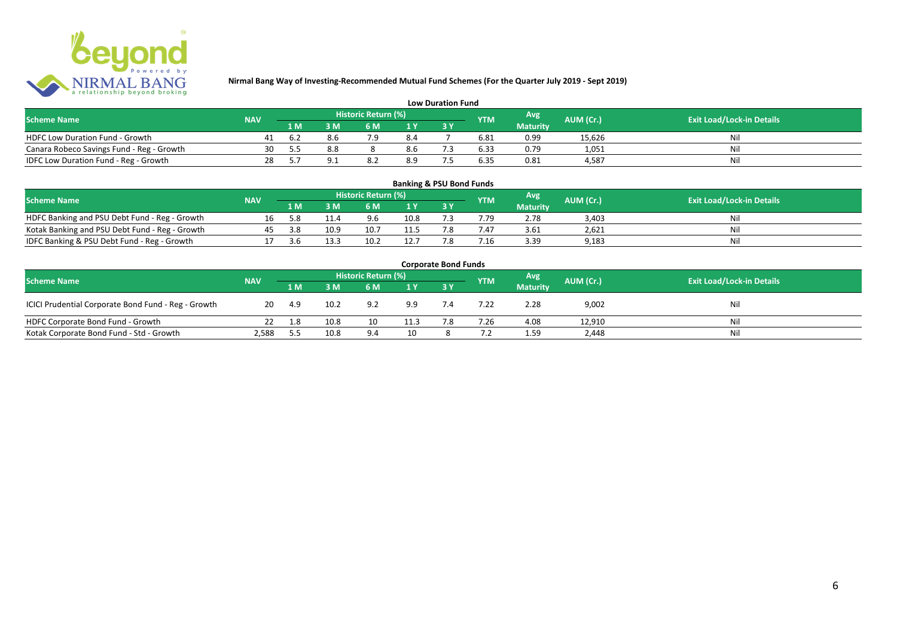## Nirmal Bang Way of Investing-Recommended Mutual Fund Schemes (For the Quarter July 2019 - Sept 2019)

### Low Duration Fund

| Scheme Name | NAV | Historic Return (%) | | | | | YTM | Avg Maturity | AUM (Cr.) | Exit Load/Lock-in Details |
|---|---|---|---|---|---|---|---|---|---|---|
| | | 1 M | 3 M | 6 M | 1 Y | 3 Y | | | | |
| HDFC Low Duration Fund - Growth | 41 | 6.2 | 8.6 | 7.9 | 8.4 | 7 | 6.81 | 0.99 | 15,626 | Nil |
| Canara Robeco Savings Fund - Reg - Growth | 30 | 5.5 | 8.8 | 8 | 8.6 | 7.3 | 6.33 | 0.79 | 1,051 | Nil |
| IDFC Low Duration Fund - Reg - Growth | 28 | 5.7 | 9.1 | 8.2 | 8.9 | 7.5 | 6.35 | 0.81 | 4,587 | Nil |

### Banking & PSU Bond Funds

| Scheme Name | NAV | Historic Return (%) | | | | | YTM | Avg Maturity | AUM (Cr.) | Exit Load/Lock-in Details |
|---|---|---|---|---|---|---|---|---|---|---|
| | | 1 M | 3 M | 6 M | 1 Y | 3 Y | | | | |
| HDFC Banking and PSU Debt Fund - Reg - Growth | 16 | 5.8 | 11.4 | 9.6 | 10.8 | 7.3 | 7.79 | 2.78 | 3,403 | Nil |
| Kotak Banking and PSU Debt Fund - Reg - Growth | 45 | 3.8 | 10.9 | 10.7 | 11.5 | 7.8 | 7.47 | 3.61 | 2,621 | Nil |
| IDFC Banking & PSU Debt Fund - Reg - Growth | 17 | 3.6 | 13.3 | 10.2 | 12.7 | 7.8 | 7.16 | 3.39 | 9,183 | Nil |

### Corporate Bond Funds

| Scheme Name | NAV | Historic Return (%) | | | | | YTM | Avg Maturity | AUM (Cr.) | Exit Load/Lock-in Details |
|---|---|---|---|---|---|---|---|---|---|---|
| | | 1 M | 3 M | 6 M | 1 Y | 3 Y | | | | |
| ICICI Prudential Corporate Bond Fund - Reg - Growth | 20 | 4.9 | 10.2 | 9.2 | 9.9 | 7.4 | 7.22 | 2.28 | 9,002 | Nil |
| HDFC Corporate Bond Fund - Growth | 22 | 1.8 | 10.8 | 10 | 11.3 | 7.8 | 7.26 | 4.08 | 12,910 | Nil |
| Kotak Corporate Bond Fund - Std - Growth | 2,588 | 5.5 | 10.8 | 9.4 | 10 | 8 | 7.2 | 1.59 | 2,448 | Nil |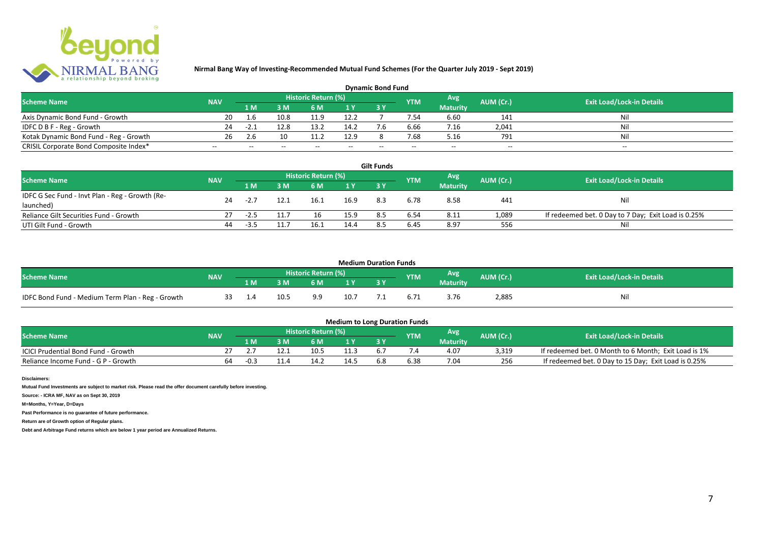**Nirmal Bang Way of Investing-Recommended Mutual Fund Schemes (For the Quarter July 2019 - Sept 2019)**

## Dynamic Bond Fund

| Scheme Name | NAV | Historic Return (%) | | | | | YTM | Avg Maturity | AUM (Cr.) | Exit Load/Lock-in Details |
|---|---|---|---|---|---|---|---|---|---|---|
| | | 1 M | 3 M | 6 M | 1 Y | 3 Y | | | | |
| Axis Dynamic Bond Fund - Growth | 20 | 1.6 | 10.8 | 11.9 | 12.2 | 7 | 7.54 | 6.60 | 141 | Nil |
| IDFC D B F - Reg - Growth | 24 | -2.1 | 12.8 | 13.2 | 14.2 | 7.6 | 6.66 | 7.16 | 2,041 | Nil |
| Kotak Dynamic Bond Fund - Reg - Growth | 26 | 2.6 | 10 | 11.2 | 12.9 | 8 | 7.68 | 5.16 | 791 | Nil |
| CRISIL Corporate Bond Composite Index* | -- | -- | -- | -- | -- | -- | -- | -- | -- | -- |

## Gilt Funds

| Scheme Name | NAV | Historic Return (%) | | | | | YTM | Avg Maturity | AUM (Cr.) | Exit Load/Lock-in Details |
|---|---|---|---|---|---|---|---|---|---|---|
| | | 1 M | 3 M | 6 M | 1 Y | 3 Y | | | | |
| IDFC G Sec Fund - Invt Plan - Reg - Growth (Re-launched) | 24 | -2.7 | 12.1 | 16.1 | 16.9 | 8.3 | 6.78 | 8.58 | 441 | Nil |
| Reliance Gilt Securities Fund - Growth | 27 | -2.5 | 11.7 | 16 | 15.9 | 8.5 | 6.54 | 8.11 | 1,089 | If redeemed bet. 0 Day to 7 Day; Exit Load is 0.25% |
| UTI Gilt Fund - Growth | 44 | -3.5 | 11.7 | 16.1 | 14.4 | 8.5 | 6.45 | 8.97 | 556 | Nil |

## Medium Duration Funds

| Scheme Name | NAV | Historic Return (%) | | | | | YTM | Avg Maturity | AUM (Cr.) | Exit Load/Lock-in Details |
|---|---|---|---|---|---|---|---|---|---|---|
| | | 1 M | 3 M | 6 M | 1 Y | 3 Y | | | | |
| IDFC Bond Fund - Medium Term Plan - Reg - Growth | 33 | 1.4 | 10.5 | 9.9 | 10.7 | 7.1 | 6.71 | 3.76 | 2,885 | Nil |

## Medium to Long Duration Funds

| Scheme Name | NAV | Historic Return (%) | | | | | YTM | Avg Maturity | AUM (Cr.) | Exit Load/Lock-in Details |
|---|---|---|---|---|---|---|---|---|---|---|
| | | 1 M | 3 M | 6 M | 1 Y | 3 Y | | | | |
| ICICI Prudential Bond Fund - Growth | 27 | 2.7 | 12.1 | 10.5 | 11.3 | 6.7 | 7.4 | 4.07 | 3,319 | If redeemed bet. 0 Month to 6 Month; Exit Load is 1% |
| Reliance Income Fund - G P - Growth | 64 | -0.3 | 11.4 | 14.2 | 14.5 | 6.8 | 6.38 | 7.04 | 256 | If redeemed bet. 0 Day to 15 Day; Exit Load is 0.25% |

**Disclaimers:**

**Mutual Fund Investments are subject to market risk. Please read the offer document carefully before investing.**

**Source: - ICRA MF, NAV as on Sept 30, 2019**

**M=Months, Y=Year, D=Days**

**Past Performance is no guarantee of future performance.**

**Return are of Growth option of Regular plans.**

**Debt and Arbitrage Fund returns which are below 1 year period are Annualized Returns.**